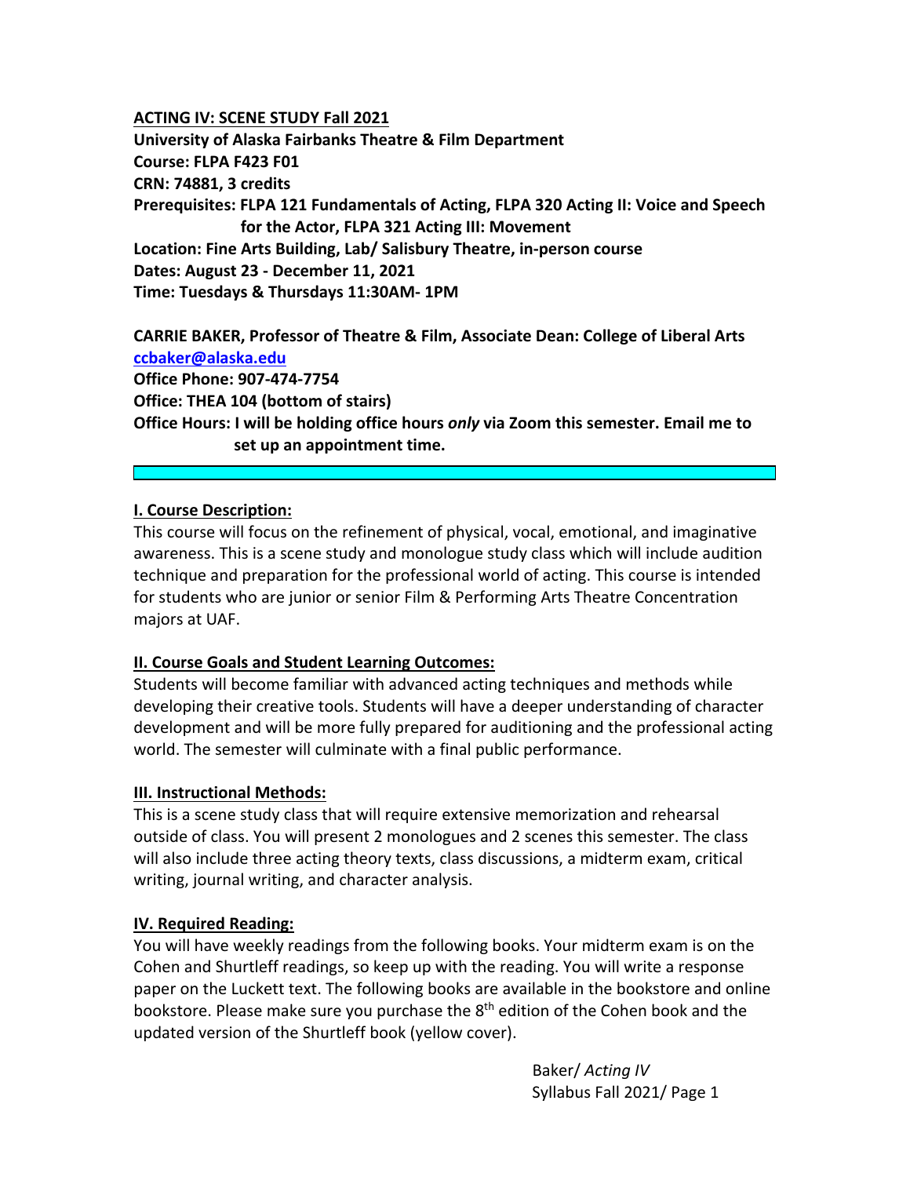**ACTING IV: SCENE STUDY Fall 2021**

**University of Alaska Fairbanks Theatre & Film Department**
**Course: FLPA F423 F01**
**CRN: 74881, 3 credits**
**Prerequisites: FLPA 121 Fundamentals of Acting, FLPA 320 Acting II: Voice and Speech for the Actor, FLPA 321 Acting III: Movement**
**Location: Fine Arts Building, Lab/ Salisbury Theatre, in-person course**
**Dates: August 23 - December 11, 2021**
**Time: Tuesdays & Thursdays 11:30AM- 1PM**

**CARRIE BAKER, Professor of Theatre & Film, Associate Dean: College of Liberal Arts**
**ccbaker@alaska.edu**
**Office Phone: 907-474-7754**
**Office: THEA 104 (bottom of stairs)**
**Office Hours: I will be holding office hours *only* via Zoom this semester. Email me to set up an appointment time.**

## I. Course Description:

This course will focus on the refinement of physical, vocal, emotional, and imaginative awareness. This is a scene study and monologue study class which will include audition technique and preparation for the professional world of acting. This course is intended for students who are junior or senior Film & Performing Arts Theatre Concentration majors at UAF.

## II. Course Goals and Student Learning Outcomes:

Students will become familiar with advanced acting techniques and methods while developing their creative tools. Students will have a deeper understanding of character development and will be more fully prepared for auditioning and the professional acting world. The semester will culminate with a final public performance.

## III. Instructional Methods:

This is a scene study class that will require extensive memorization and rehearsal outside of class. You will present 2 monologues and 2 scenes this semester. The class will also include three acting theory texts, class discussions, a midterm exam, critical writing, journal writing, and character analysis.

## IV. Required Reading:

You will have weekly readings from the following books. Your midterm exam is on the Cohen and Shurtleff readings, so keep up with the reading. You will write a response paper on the Luckett text. The following books are available in the bookstore and online bookstore. Please make sure you purchase the 8th edition of the Cohen book and the updated version of the Shurtleff book (yellow cover).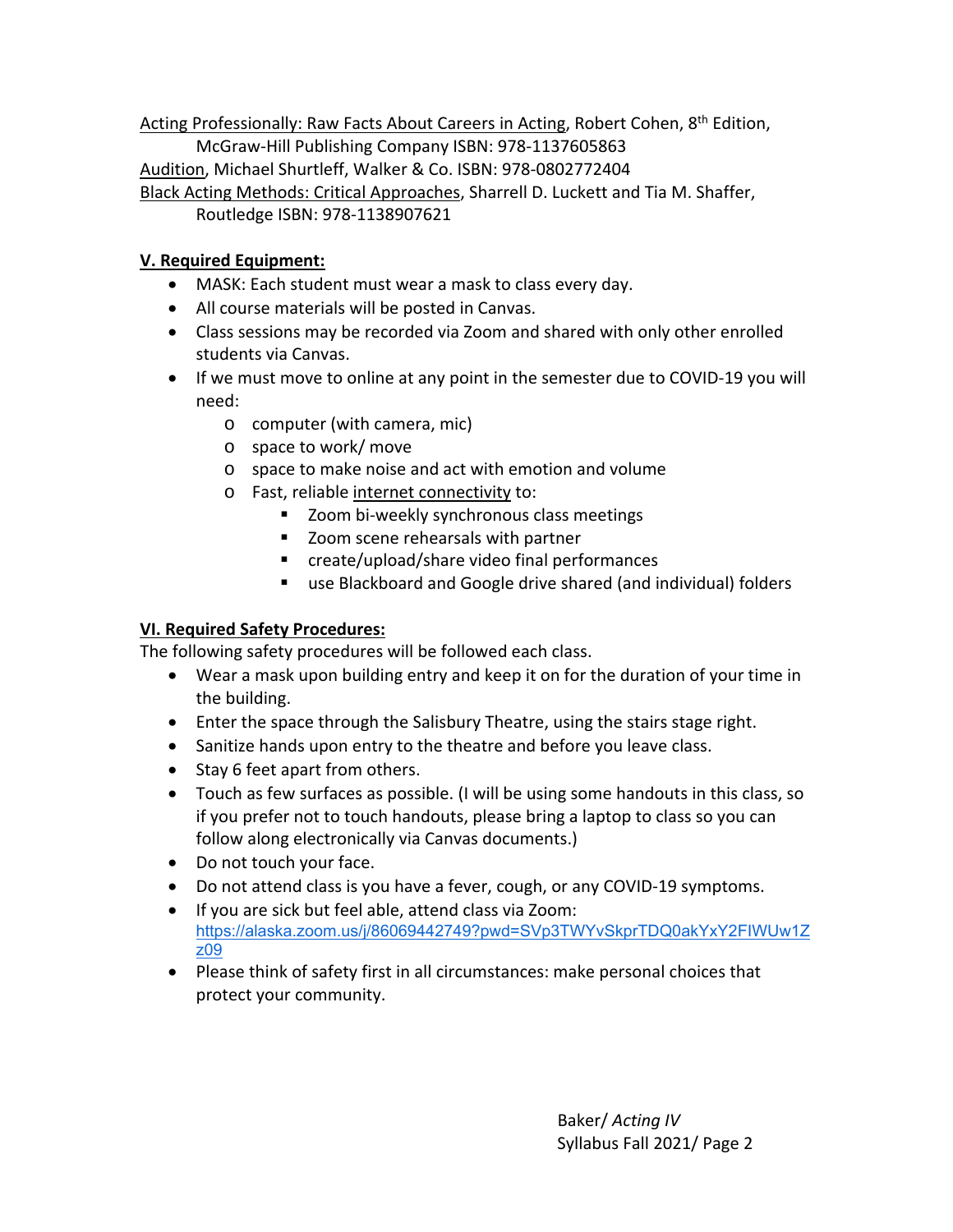Acting Professionally: Raw Facts About Careers in Acting, Robert Cohen, 8th Edition, McGraw-Hill Publishing Company ISBN: 978-1137605863

Audition, Michael Shurtleff, Walker & Co. ISBN: 978-0802772404

Black Acting Methods: Critical Approaches, Sharrell D. Luckett and Tia M. Shaffer, Routledge ISBN: 978-1138907621

## V. Required Equipment:

- MASK: Each student must wear a mask to class every day.
- All course materials will be posted in Canvas.
- Class sessions may be recorded via Zoom and shared with only other enrolled students via Canvas.
- If we must move to online at any point in the semester due to COVID-19 you will need:
  - computer (with camera, mic)
  - space to work/ move
  - space to make noise and act with emotion and volume
  - Fast, reliable internet connectivity to:
    - Zoom bi-weekly synchronous class meetings
    - Zoom scene rehearsals with partner
    - create/upload/share video final performances
    - use Blackboard and Google drive shared (and individual) folders

## VI. Required Safety Procedures:

The following safety procedures will be followed each class.

- Wear a mask upon building entry and keep it on for the duration of your time in the building.
- Enter the space through the Salisbury Theatre, using the stairs stage right.
- Sanitize hands upon entry to the theatre and before you leave class.
- Stay 6 feet apart from others.
- Touch as few surfaces as possible. (I will be using some handouts in this class, so if you prefer not to touch handouts, please bring a laptop to class so you can follow along electronically via Canvas documents.)
- Do not touch your face.
- Do not attend class is you have a fever, cough, or any COVID-19 symptoms.
- If you are sick but feel able, attend class via Zoom: https://alaska.zoom.us/j/86069442749?pwd=SVp3TWYvSkprTDQ0akYxY2FIWUw1Zz09
- Please think of safety first in all circumstances: make personal choices that protect your community.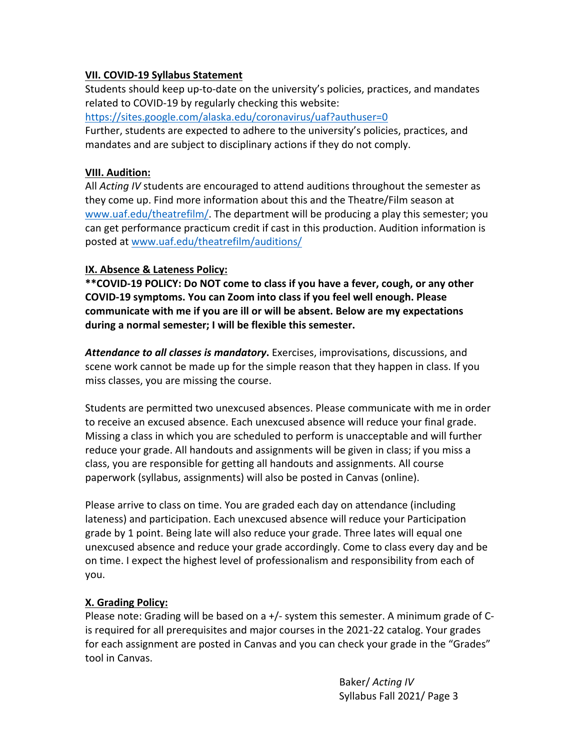## VII. COVID-19 Syllabus Statement

Students should keep up-to-date on the university's policies, practices, and mandates related to COVID-19 by regularly checking this website:
https://sites.google.com/alaska.edu/coronavirus/uaf?authuser=0
Further, students are expected to adhere to the university's policies, practices, and mandates and are subject to disciplinary actions if they do not comply.

## VIII. Audition:

All *Acting IV* students are encouraged to attend auditions throughout the semester as they come up. Find more information about this and the Theatre/Film season at www.uaf.edu/theatrefilm/. The department will be producing a play this semester; you can get performance practicum credit if cast in this production. Audition information is posted at www.uaf.edu/theatrefilm/auditions/

## IX. Absence & Lateness Policy:

**\*\*COVID-19 POLICY: Do NOT come to class if you have a fever, cough, or any other COVID-19 symptoms. You can Zoom into class if you feel well enough. Please communicate with me if you are ill or will be absent. Below are my expectations during a normal semester; I will be flexible this semester.**

***Attendance to all classes is mandatory*.** Exercises, improvisations, discussions, and scene work cannot be made up for the simple reason that they happen in class. If you miss classes, you are missing the course.

Students are permitted two unexcused absences. Please communicate with me in order to receive an excused absence. Each unexcused absence will reduce your final grade. Missing a class in which you are scheduled to perform is unacceptable and will further reduce your grade. All handouts and assignments will be given in class; if you miss a class, you are responsible for getting all handouts and assignments. All course paperwork (syllabus, assignments) will also be posted in Canvas (online).

Please arrive to class on time. You are graded each day on attendance (including lateness) and participation. Each unexcused absence will reduce your Participation grade by 1 point. Being late will also reduce your grade. Three lates will equal one unexcused absence and reduce your grade accordingly. Come to class every day and be on time. I expect the highest level of professionalism and responsibility from each of you.

## X. Grading Policy:

Please note: Grading will be based on a +/- system this semester. A minimum grade of C- is required for all prerequisites and major courses in the 2021-22 catalog. Your grades for each assignment are posted in Canvas and you can check your grade in the "Grades" tool in Canvas.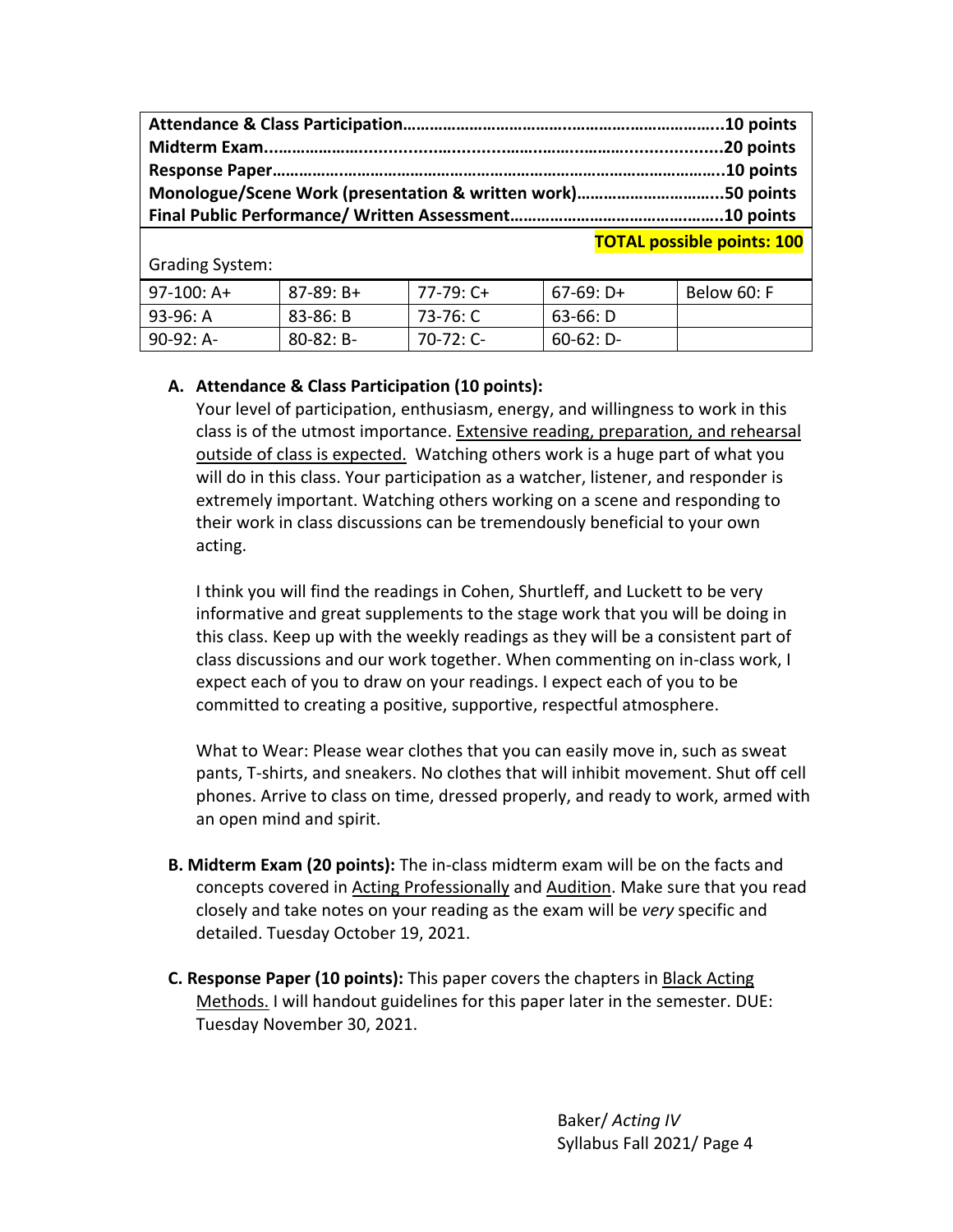**Attendance & Class Participation……………………………..…………..………………..10 points**
**Midterm Exam....……………….........……..............……...............………..................20 points**
**Response Paper……………….………………………………………………………………………….10 points**
**Monologue/Scene Work (presentation & written work)…………………………..50 points**
**Final Public Performance/ Written Assessment……………………………………….10 points**

**TOTAL possible points: 100**

Grading System:

| | | | | |
|---|---|---|---|---|
| 97-100: A+ | 87-89: B+ | 77-79: C+ | 67-69: D+ | Below 60: F |
| 93-96: A | 83-86: B | 73-76: C | 63-66: D | |
| 90-92: A- | 80-82: B- | 70-72: C- | 60-62: D- | |

**A. Attendance & Class Participation (10 points):**

Your level of participation, enthusiasm, energy, and willingness to work in this class is of the utmost importance. Extensive reading, preparation, and rehearsal outside of class is expected. Watching others work is a huge part of what you will do in this class. Your participation as a watcher, listener, and responder is extremely important. Watching others working on a scene and responding to their work in class discussions can be tremendously beneficial to your own acting.

I think you will find the readings in Cohen, Shurtleff, and Luckett to be very informative and great supplements to the stage work that you will be doing in this class. Keep up with the weekly readings as they will be a consistent part of class discussions and our work together. When commenting on in-class work, I expect each of you to draw on your readings. I expect each of you to be committed to creating a positive, supportive, respectful atmosphere.

What to Wear: Please wear clothes that you can easily move in, such as sweat pants, T-shirts, and sneakers. No clothes that will inhibit movement. Shut off cell phones. Arrive to class on time, dressed properly, and ready to work, armed with an open mind and spirit.

**B. Midterm Exam (20 points):** The in-class midterm exam will be on the facts and concepts covered in Acting Professionally and Audition. Make sure that you read closely and take notes on your reading as the exam will be *very* specific and detailed. Tuesday October 19, 2021.

**C. Response Paper (10 points):** This paper covers the chapters in Black Acting Methods. I will handout guidelines for this paper later in the semester. DUE: Tuesday November 30, 2021.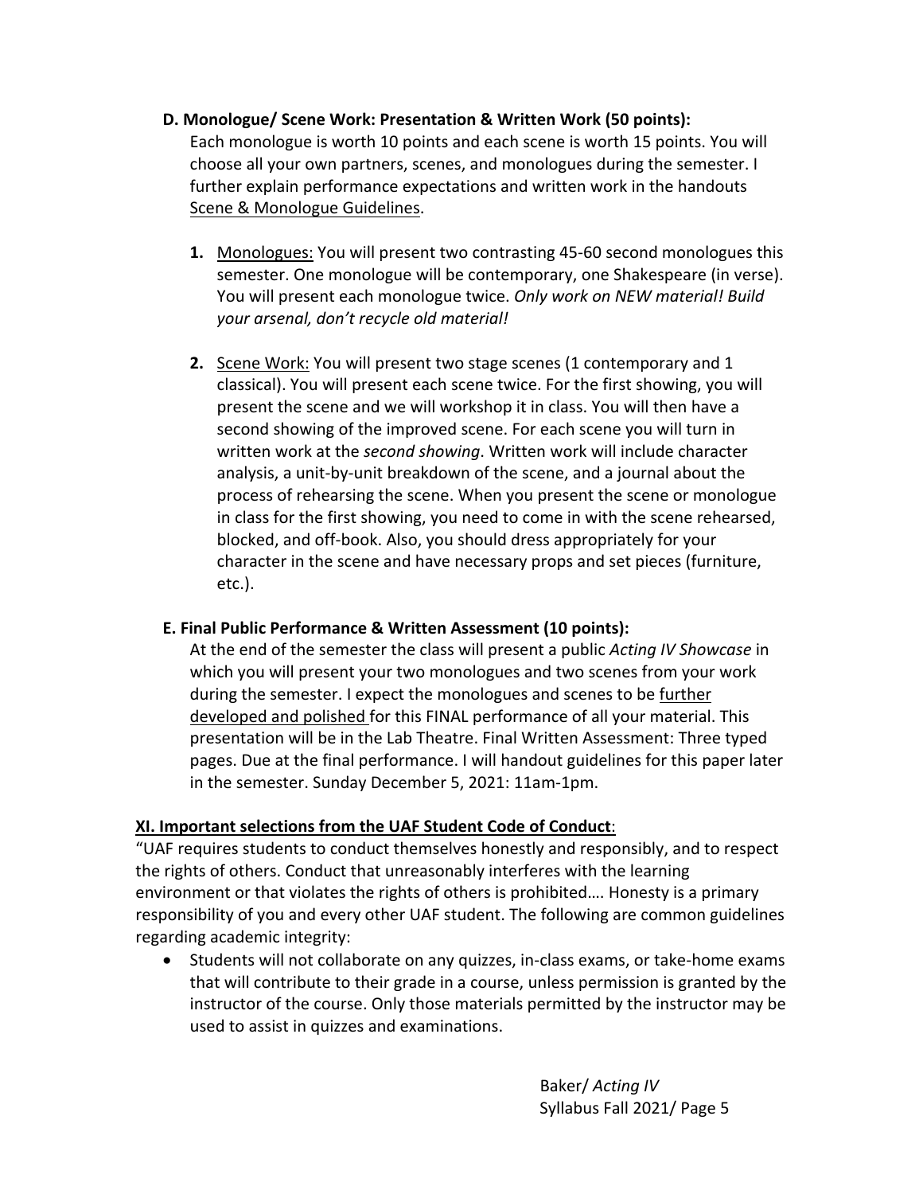**D. Monologue/ Scene Work: Presentation & Written Work (50 points):**

Each monologue is worth 10 points and each scene is worth 15 points. You will choose all your own partners, scenes, and monologues during the semester. I further explain performance expectations and written work in the handouts <u>Scene & Monologue Guidelines</u>.

1. <u>Monologues:</u> You will present two contrasting 45-60 second monologues this semester. One monologue will be contemporary, one Shakespeare (in verse). You will present each monologue twice. *Only work on NEW material! Build your arsenal, don't recycle old material!*

2. <u>Scene Work:</u> You will present two stage scenes (1 contemporary and 1 classical). You will present each scene twice. For the first showing, you will present the scene and we will workshop it in class. You will then have a second showing of the improved scene. For each scene you will turn in written work at the *second showing*. Written work will include character analysis, a unit-by-unit breakdown of the scene, and a journal about the process of rehearsing the scene. When you present the scene or monologue in class for the first showing, you need to come in with the scene rehearsed, blocked, and off-book. Also, you should dress appropriately for your character in the scene and have necessary props and set pieces (furniture, etc.).

**E. Final Public Performance & Written Assessment (10 points):**

At the end of the semester the class will present a public *Acting IV Showcase* in which you will present your two monologues and two scenes from your work during the semester. I expect the monologues and scenes to be <u>further developed and polished</u> for this FINAL performance of all your material. This presentation will be in the Lab Theatre. Final Written Assessment: Three typed pages. Due at the final performance. I will handout guidelines for this paper later in the semester. Sunday December 5, 2021: 11am-1pm.

## <u>XI. Important selections from the UAF Student Code of Conduct</u>:

"UAF requires students to conduct themselves honestly and responsibly, and to respect the rights of others. Conduct that unreasonably interferes with the learning environment or that violates the rights of others is prohibited…. Honesty is a primary responsibility of you and every other UAF student. The following are common guidelines regarding academic integrity:

- Students will not collaborate on any quizzes, in-class exams, or take-home exams that will contribute to their grade in a course, unless permission is granted by the instructor of the course. Only those materials permitted by the instructor may be used to assist in quizzes and examinations.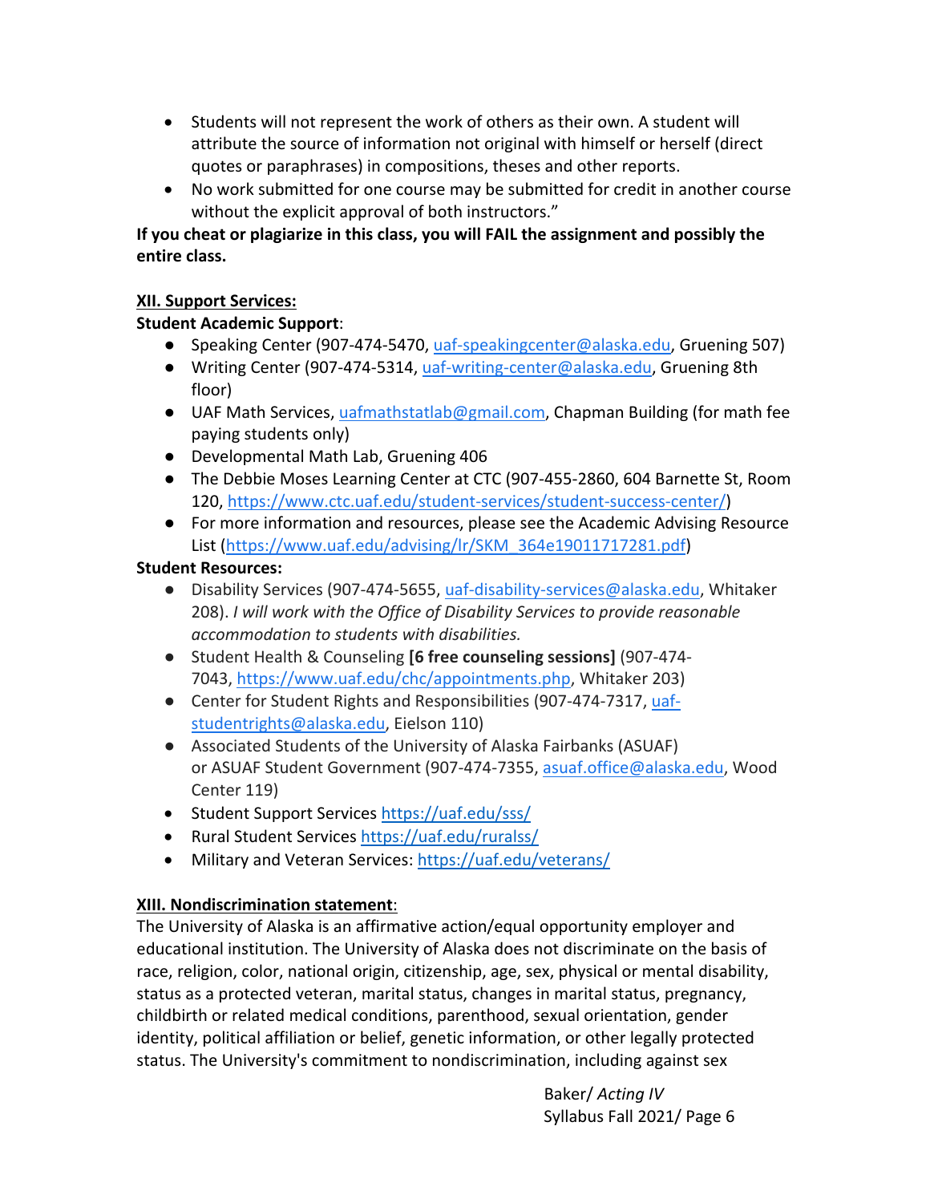- Students will not represent the work of others as their own. A student will attribute the source of information not original with himself or herself (direct quotes or paraphrases) in compositions, theses and other reports.
- No work submitted for one course may be submitted for credit in another course without the explicit approval of both instructors."

**If you cheat or plagiarize in this class, you will FAIL the assignment and possibly the entire class.**

## XII. Support Services:

**Student Academic Support**:

- Speaking Center (907-474-5470, uaf-speakingcenter@alaska.edu, Gruening 507)
- Writing Center (907-474-5314, uaf-writing-center@alaska.edu, Gruening 8th floor)
- UAF Math Services, uafmathstatlab@gmail.com, Chapman Building (for math fee paying students only)
- Developmental Math Lab, Gruening 406
- The Debbie Moses Learning Center at CTC (907-455-2860, 604 Barnette St, Room 120, https://www.ctc.uaf.edu/student-services/student-success-center/)
- For more information and resources, please see the Academic Advising Resource List (https://www.uaf.edu/advising/lr/SKM_364e19011717281.pdf)

**Student Resources:**

- Disability Services (907-474-5655, uaf-disability-services@alaska.edu, Whitaker 208). *I will work with the Office of Disability Services to provide reasonable accommodation to students with disabilities.*
- Student Health & Counseling **[6 free counseling sessions]** (907-474-7043, https://www.uaf.edu/chc/appointments.php, Whitaker 203)
- Center for Student Rights and Responsibilities (907-474-7317, uaf-studentrights@alaska.edu, Eielson 110)
- Associated Students of the University of Alaska Fairbanks (ASUAF) or ASUAF Student Government (907-474-7355, asuaf.office@alaska.edu, Wood Center 119)
- Student Support Services https://uaf.edu/sss/
- Rural Student Services https://uaf.edu/ruralss/
- Military and Veteran Services: https://uaf.edu/veterans/

## XIII. Nondiscrimination statement:

The University of Alaska is an affirmative action/equal opportunity employer and educational institution. The University of Alaska does not discriminate on the basis of race, religion, color, national origin, citizenship, age, sex, physical or mental disability, status as a protected veteran, marital status, changes in marital status, pregnancy, childbirth or related medical conditions, parenthood, sexual orientation, gender identity, political affiliation or belief, genetic information, or other legally protected status. The University's commitment to nondiscrimination, including against sex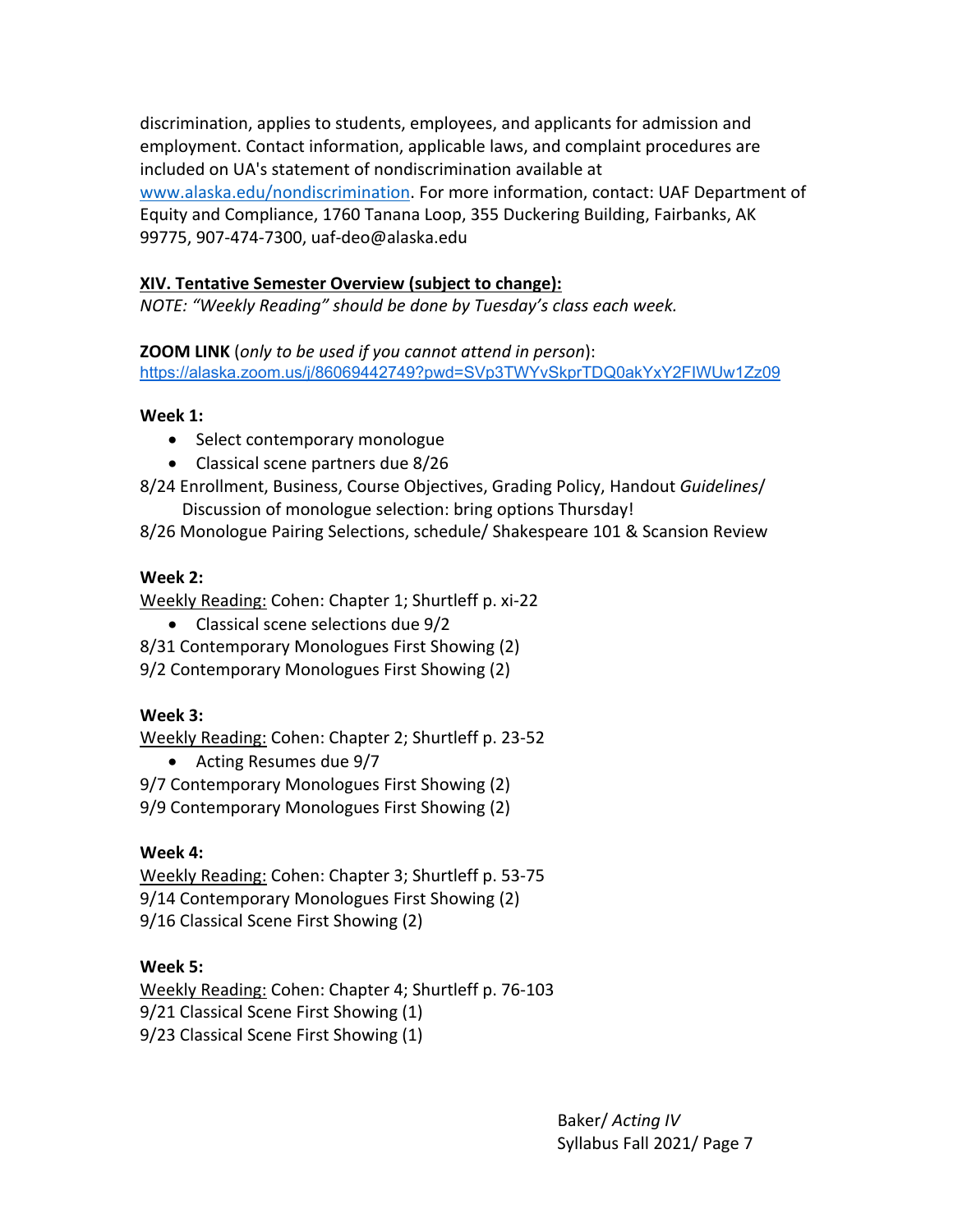discrimination, applies to students, employees, and applicants for admission and employment. Contact information, applicable laws, and complaint procedures are included on UA's statement of nondiscrimination available at www.alaska.edu/nondiscrimination. For more information, contact: UAF Department of Equity and Compliance, 1760 Tanana Loop, 355 Duckering Building, Fairbanks, AK 99775, 907-474-7300, uaf-deo@alaska.edu

## XIV. Tentative Semester Overview (subject to change):

*NOTE: "Weekly Reading" should be done by Tuesday's class each week.*

**ZOOM LINK** (*only to be used if you cannot attend in person*):
https://alaska.zoom.us/j/86069442749?pwd=SVp3TWYvSkprTDQ0akYxY2FIWUw1Zz09

**Week 1:**

- Select contemporary monologue
- Classical scene partners due 8/26

8/24 Enrollment, Business, Course Objectives, Grading Policy, Handout *Guidelines*/ Discussion of monologue selection: bring options Thursday!

8/26 Monologue Pairing Selections, schedule/ Shakespeare 101 & Scansion Review

**Week 2:**

Weekly Reading: Cohen: Chapter 1; Shurtleff p. xi-22

- Classical scene selections due 9/2

8/31 Contemporary Monologues First Showing (2)

9/2 Contemporary Monologues First Showing (2)

**Week 3:**

Weekly Reading: Cohen: Chapter 2; Shurtleff p. 23-52

- Acting Resumes due 9/7

9/7 Contemporary Monologues First Showing (2)

9/9 Contemporary Monologues First Showing (2)

**Week 4:**

Weekly Reading: Cohen: Chapter 3; Shurtleff p. 53-75

9/14 Contemporary Monologues First Showing (2)

9/16 Classical Scene First Showing (2)

**Week 5:**

Weekly Reading: Cohen: Chapter 4; Shurtleff p. 76-103

9/21 Classical Scene First Showing (1)

9/23 Classical Scene First Showing (1)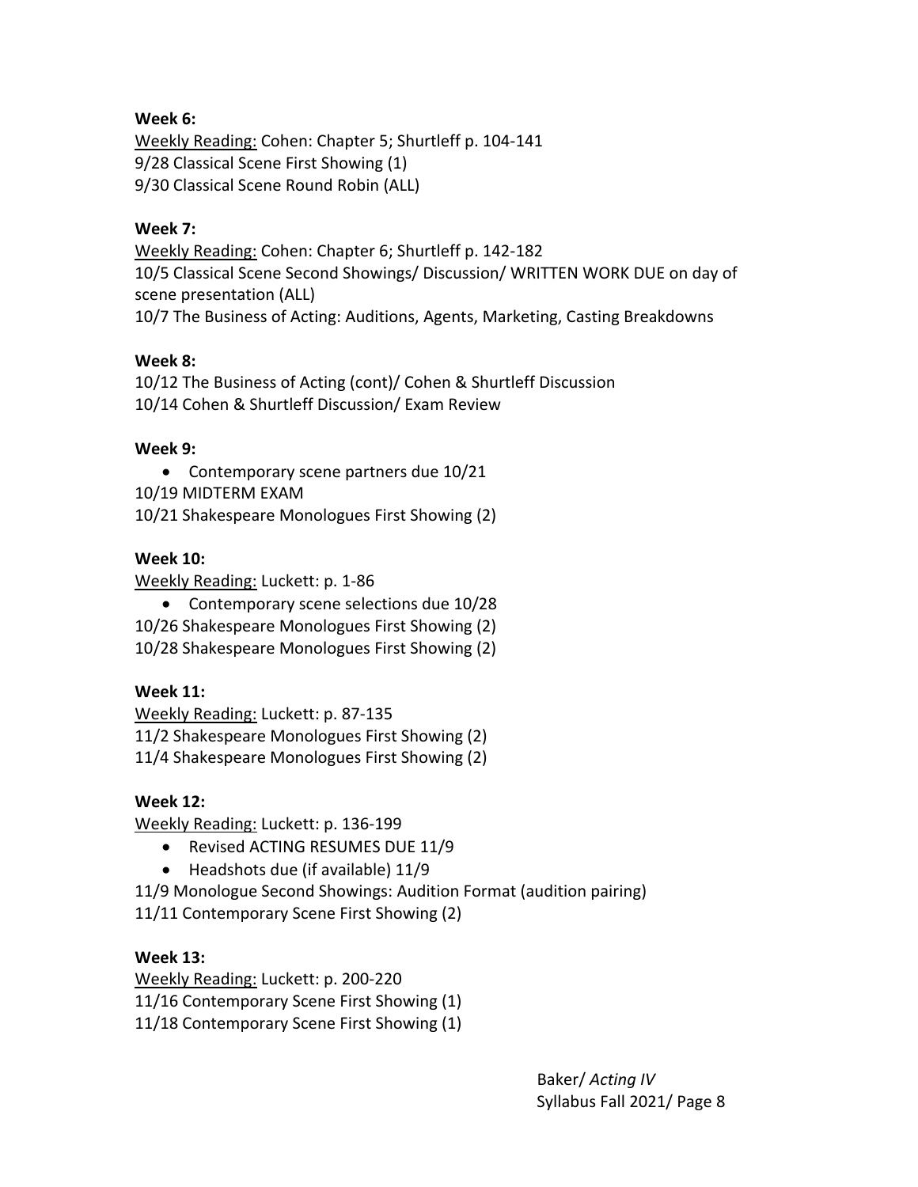**Week 6:**

Weekly Reading: Cohen: Chapter 5; Shurtleff p. 104-141
9/28 Classical Scene First Showing (1)
9/30 Classical Scene Round Robin (ALL)

**Week 7:**

Weekly Reading: Cohen: Chapter 6; Shurtleff p. 142-182
10/5 Classical Scene Second Showings/ Discussion/ WRITTEN WORK DUE on day of scene presentation (ALL)
10/7 The Business of Acting: Auditions, Agents, Marketing, Casting Breakdowns

**Week 8:**

10/12 The Business of Acting (cont)/ Cohen & Shurtleff Discussion
10/14 Cohen & Shurtleff Discussion/ Exam Review

**Week 9:**

- Contemporary scene partners due 10/21

10/19 MIDTERM EXAM
10/21 Shakespeare Monologues First Showing (2)

**Week 10:**

Weekly Reading: Luckett: p. 1-86

- Contemporary scene selections due 10/28

10/26 Shakespeare Monologues First Showing (2)
10/28 Shakespeare Monologues First Showing (2)

**Week 11:**

Weekly Reading: Luckett: p. 87-135
11/2 Shakespeare Monologues First Showing (2)
11/4 Shakespeare Monologues First Showing (2)

**Week 12:**

Weekly Reading: Luckett: p. 136-199

- Revised ACTING RESUMES DUE 11/9
- Headshots due (if available) 11/9

11/9 Monologue Second Showings: Audition Format (audition pairing)
11/11 Contemporary Scene First Showing (2)

**Week 13:**

Weekly Reading: Luckett: p. 200-220
11/16 Contemporary Scene First Showing (1)
11/18 Contemporary Scene First Showing (1)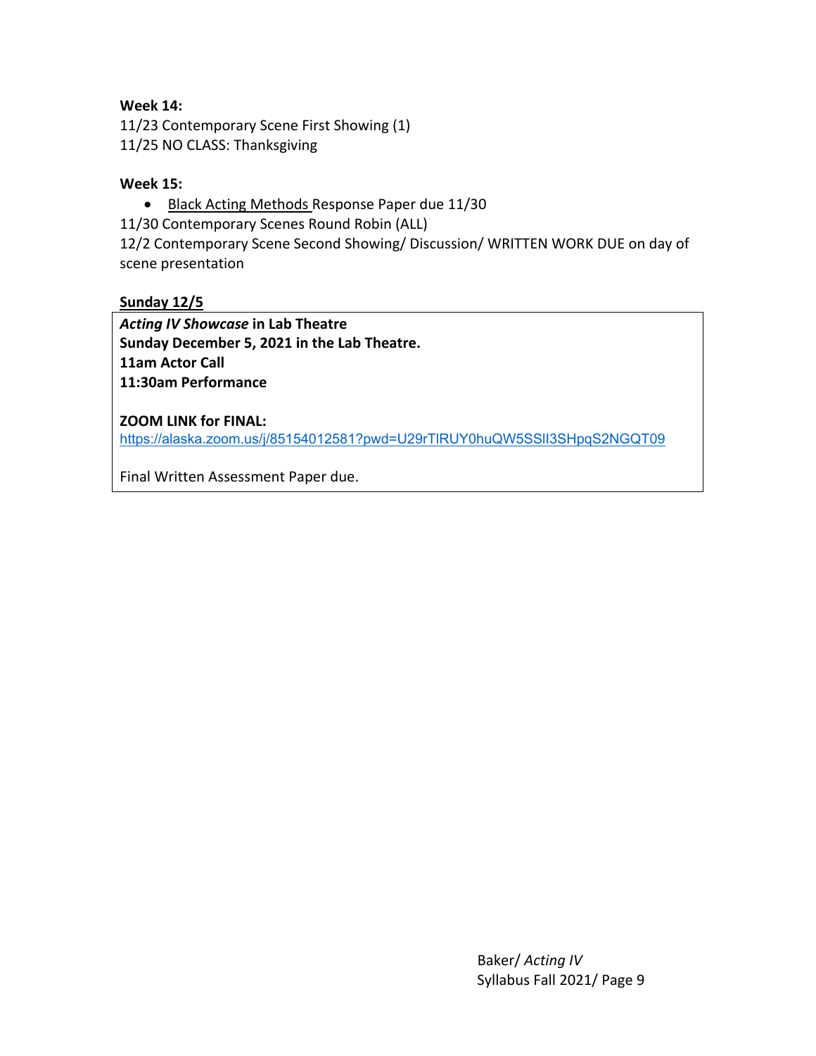**Week 14:**
11/23 Contemporary Scene First Showing (1)
11/25 NO CLASS: Thanksgiving

**Week 15:**

- Black Acting Methods Response Paper due 11/30

11/30 Contemporary Scenes Round Robin (ALL)
12/2 Contemporary Scene Second Showing/ Discussion/ WRITTEN WORK DUE on day of scene presentation

**Sunday 12/5**

***Acting IV Showcase*** **in Lab Theatre**
**Sunday December 5, 2021 in the Lab Theatre.**
**11am Actor Call**
**11:30am Performance**

**ZOOM LINK for FINAL:**
https://alaska.zoom.us/j/85154012581?pwd=U29rTlRUY0huQW5SSlI3SHpqS2NGQT09

Final Written Assessment Paper due.